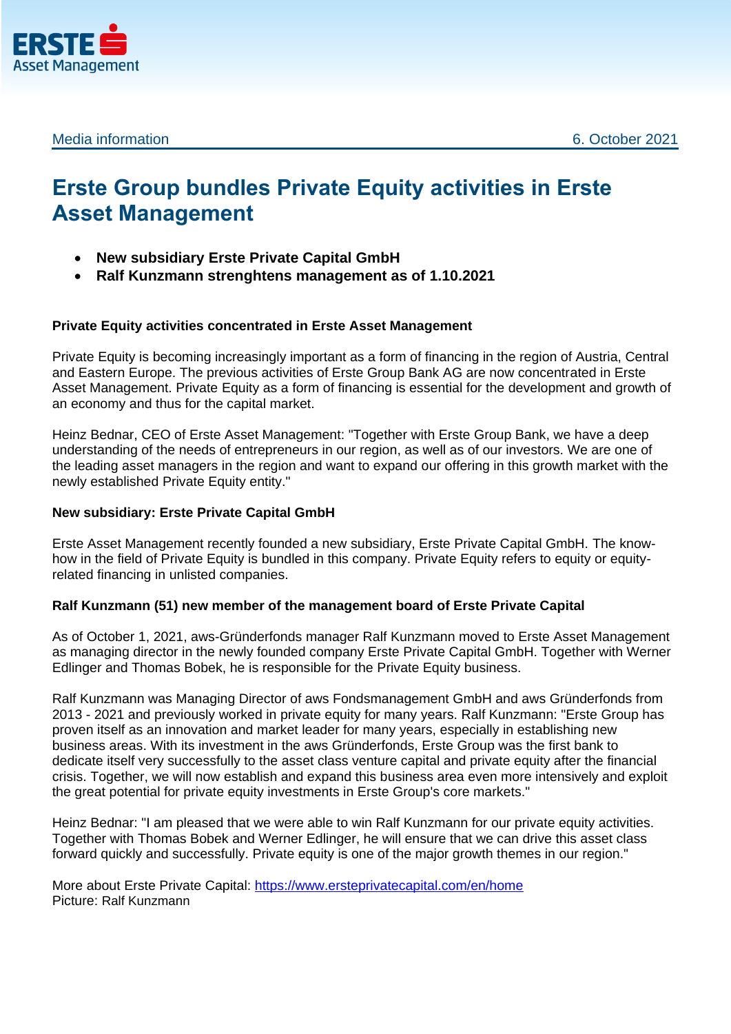Media information 6. October 2021

# Erste Group bundles Private Equity activities in Erste Asset Management

- **New subsidiary Erste Private Capital GmbH**
- **Ralf Kunzmann strenghtens management as of 1.10.2021**

**Private Equity activities concentrated in Erste Asset Management**

Private Equity is becoming increasingly important as a form of financing in the region of Austria, Central and Eastern Europe. The previous activities of Erste Group Bank AG are now concentrated in Erste Asset Management. Private Equity as a form of financing is essential for the development and growth of an economy and thus for the capital market.

Heinz Bednar, CEO of Erste Asset Management: "Together with Erste Group Bank, we have a deep understanding of the needs of entrepreneurs in our region, as well as of our investors. We are one of the leading asset managers in the region and want to expand our offering in this growth market with the newly established Private Equity entity."

**New subsidiary: Erste Private Capital GmbH**

Erste Asset Management recently founded a new subsidiary, Erste Private Capital GmbH. The know-how in the field of Private Equity is bundled in this company. Private Equity refers to equity or equity-related financing in unlisted companies.

**Ralf Kunzmann (51) new member of the management board of Erste Private Capital**

As of October 1, 2021, aws-Gründerfonds manager Ralf Kunzmann moved to Erste Asset Management as managing director in the newly founded company Erste Private Capital GmbH. Together with Werner Edlinger and Thomas Bobek, he is responsible for the Private Equity business.

Ralf Kunzmann was Managing Director of aws Fondsmanagement GmbH and aws Gründerfonds from 2013 - 2021 and previously worked in private equity for many years. Ralf Kunzmann: "Erste Group has proven itself as an innovation and market leader for many years, especially in establishing new business areas. With its investment in the aws Gründerfonds, Erste Group was the first bank to dedicate itself very successfully to the asset class venture capital and private equity after the financial crisis. Together, we will now establish and expand this business area even more intensively and exploit the great potential for private equity investments in Erste Group's core markets."

Heinz Bednar: "I am pleased that we were able to win Ralf Kunzmann for our private equity activities. Together with Thomas Bobek and Werner Edlinger, he will ensure that we can drive this asset class forward quickly and successfully. Private equity is one of the major growth themes in our region."

More about Erste Private Capital: https://www.ersteprivatecapital.com/en/home
Picture: Ralf Kunzmann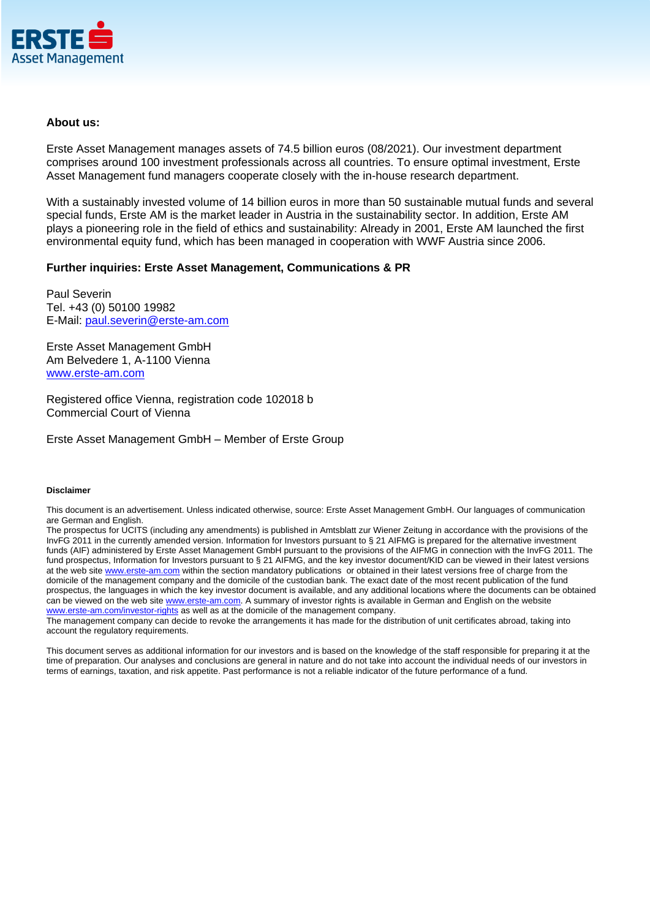**About us:**

Erste Asset Management manages assets of 74.5 billion euros (08/2021). Our investment department comprises around 100 investment professionals across all countries. To ensure optimal investment, Erste Asset Management fund managers cooperate closely with the in-house research department.

With a sustainably invested volume of 14 billion euros in more than 50 sustainable mutual funds and several special funds, Erste AM is the market leader in Austria in the sustainability sector. In addition, Erste AM plays a pioneering role in the field of ethics and sustainability: Already in 2001, Erste AM launched the first environmental equity fund, which has been managed in cooperation with WWF Austria since 2006.

**Further inquiries: Erste Asset Management, Communications & PR**

Paul Severin
Tel. +43 (0) 50100 19982
E-Mail: paul.severin@erste-am.com

Erste Asset Management GmbH
Am Belvedere 1, A-1100 Vienna
www.erste-am.com

Registered office Vienna, registration code 102018 b
Commercial Court of Vienna

Erste Asset Management GmbH – Member of Erste Group

**Disclaimer**

This document is an advertisement. Unless indicated otherwise, source: Erste Asset Management GmbH. Our languages of communication are German and English.
The prospectus for UCITS (including any amendments) is published in Amtsblatt zur Wiener Zeitung in accordance with the provisions of the InvFG 2011 in the currently amended version. Information for Investors pursuant to § 21 AIFMG is prepared for the alternative investment funds (AIF) administered by Erste Asset Management GmbH pursuant to the provisions of the AIFMG in connection with the InvFG 2011. The fund prospectus, Information for Investors pursuant to § 21 AIFMG, and the key investor document/KID can be viewed in their latest versions at the web site www.erste-am.com within the section mandatory publications or obtained in their latest versions free of charge from the domicile of the management company and the domicile of the custodian bank. The exact date of the most recent publication of the fund prospectus, the languages in which the key investor document is available, and any additional locations where the documents can be obtained can be viewed on the web site www.erste-am.com. A summary of investor rights is available in German and English on the website www.erste-am.com/investor-rights as well as at the domicile of the management company.
The management company can decide to revoke the arrangements it has made for the distribution of unit certificates abroad, taking into account the regulatory requirements.

This document serves as additional information for our investors and is based on the knowledge of the staff responsible for preparing it at the time of preparation. Our analyses and conclusions are general in nature and do not take into account the individual needs of our investors in terms of earnings, taxation, and risk appetite. Past performance is not a reliable indicator of the future performance of a fund.